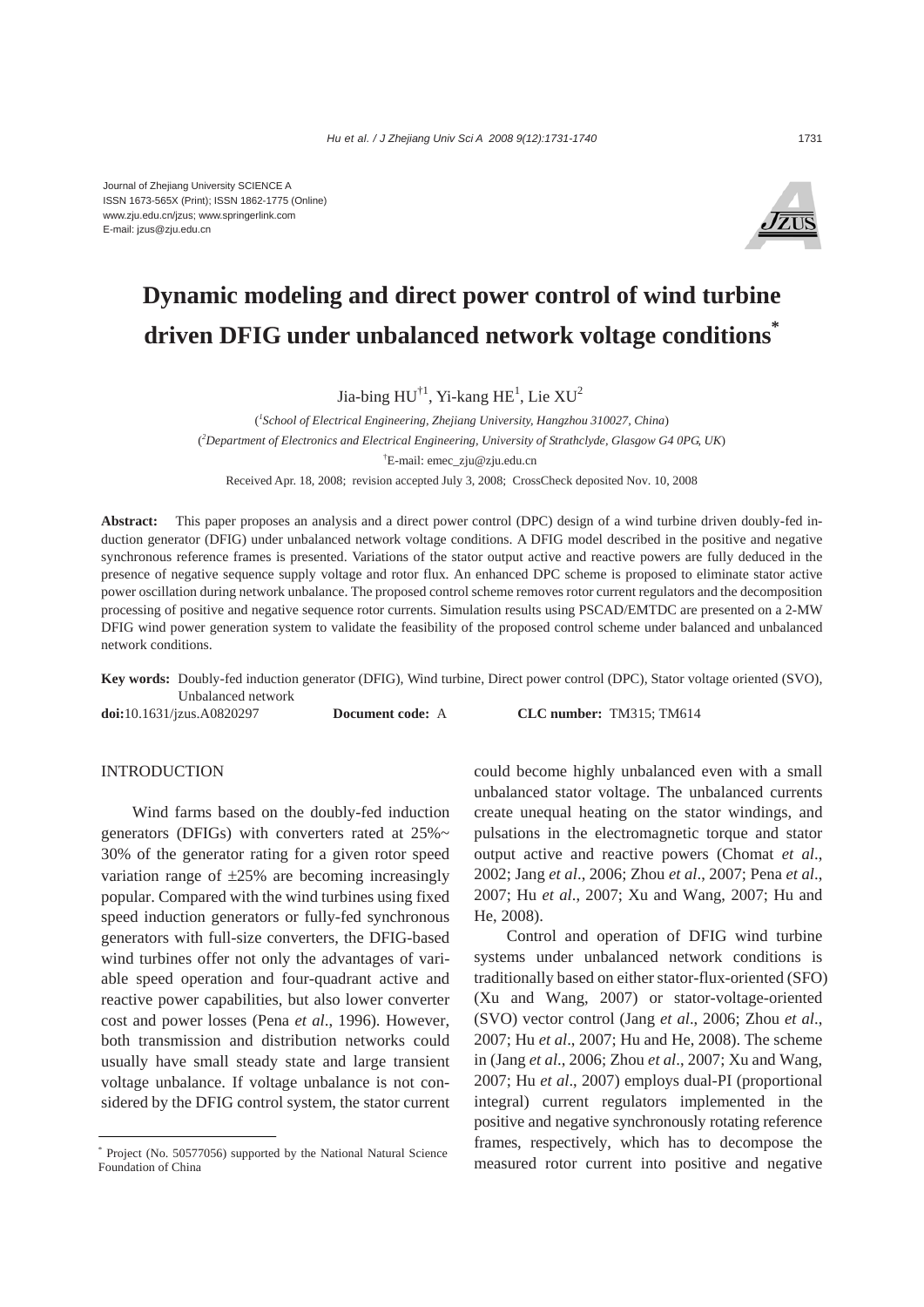Journal of Zhejiang University SCIENCE A
ISSN 1673-565X (Print); ISSN 1862-1775 (Online)
www.zju.edu.cn/jzus; www.springerlink.com
E-mail: jzus@zju.edu.cn

# Dynamic modeling and direct power control of wind turbine driven DFIG under unbalanced network voltage conditions*

Jia-bing HU[†1], Yi-kang HE[1], Lie XU[2]

([1]*School of Electrical Engineering, Zhejiang University, Hangzhou 310027, China*)

([2]*Department of Electronics and Electrical Engineering, University of Strathclyde, Glasgow G4 0PG, UK*)

[†]E-mail: emec_zju@zju.edu.cn

Received Apr. 18, 2008; revision accepted July 3, 2008; CrossCheck deposited Nov. 10, 2008

**Abstract:** This paper proposes an analysis and a direct power control (DPC) design of a wind turbine driven doubly-fed induction generator (DFIG) under unbalanced network voltage conditions. A DFIG model described in the positive and negative synchronous reference frames is presented. Variations of the stator output active and reactive powers are fully deduced in the presence of negative sequence supply voltage and rotor flux. An enhanced DPC scheme is proposed to eliminate stator active power oscillation during network unbalance. The proposed control scheme removes rotor current regulators and the decomposition processing of positive and negative sequence rotor currents. Simulation results using PSCAD/EMTDC are presented on a 2-MW DFIG wind power generation system to validate the feasibility of the proposed control scheme under balanced and unbalanced network conditions.

**Key words:** Doubly-fed induction generator (DFIG), Wind turbine, Direct power control (DPC), Stator voltage oriented (SVO), Unbalanced network

**doi:**10.1631/jzus.A0820297 **Document code:** A **CLC number:** TM315; TM614

## INTRODUCTION

Wind farms based on the doubly-fed induction generators (DFIGs) with converters rated at 25%~30% of the generator rating for a given rotor speed variation range of ±25% are becoming increasingly popular. Compared with the wind turbines using fixed speed induction generators or fully-fed synchronous generators with full-size converters, the DFIG-based wind turbines offer not only the advantages of variable speed operation and four-quadrant active and reactive power capabilities, but also lower converter cost and power losses (Pena *et al*., 1996). However, both transmission and distribution networks could usually have small steady state and large transient voltage unbalance. If voltage unbalance is not considered by the DFIG control system, the stator current could become highly unbalanced even with a small unbalanced stator voltage. The unbalanced currents create unequal heating on the stator windings, and pulsations in the electromagnetic torque and stator output active and reactive powers (Chomat *et al*., 2002; Jang *et al*., 2006; Zhou *et al*., 2007; Pena *et al*., 2007; Hu *et al*., 2007; Xu and Wang, 2007; Hu and He, 2008).

Control and operation of DFIG wind turbine systems under unbalanced network conditions is traditionally based on either stator-flux-oriented (SFO) (Xu and Wang, 2007) or stator-voltage-oriented (SVO) vector control (Jang *et al*., 2006; Zhou *et al*., 2007; Hu *et al*., 2007; Hu and He, 2008). The scheme in (Jang *et al*., 2006; Zhou *et al*., 2007; Xu and Wang, 2007; Hu *et al*., 2007) employs dual-PI (proportional integral) current regulators implemented in the positive and negative synchronously rotating reference frames, respectively, which has to decompose the measured rotor current into positive and negative

\* Project (No. 50577056) supported by the National Natural Science Foundation of China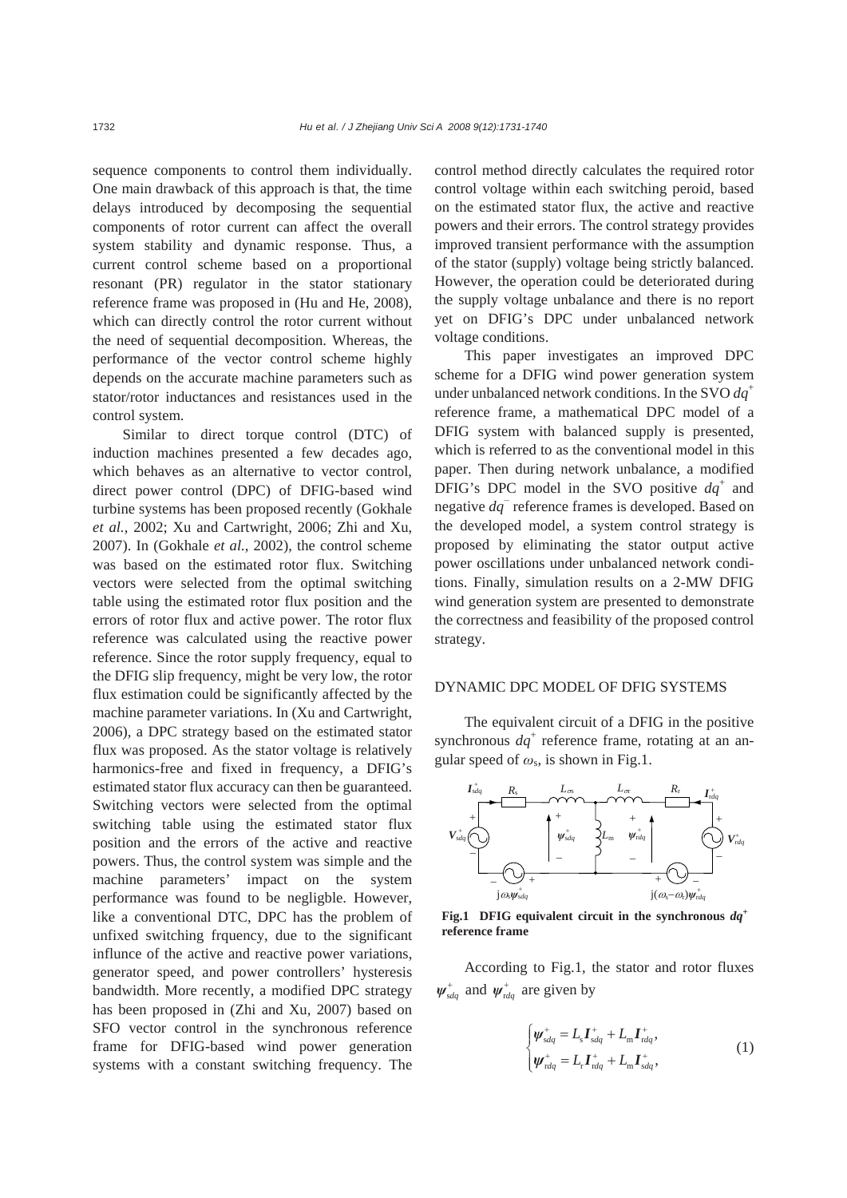sequence components to control them individually. One main drawback of this approach is that, the time delays introduced by decomposing the sequential components of rotor current can affect the overall system stability and dynamic response. Thus, a current control scheme based on a proportional resonant (PR) regulator in the stator stationary reference frame was proposed in (Hu and He, 2008), which can directly control the rotor current without the need of sequential decomposition. Whereas, the performance of the vector control scheme highly depends on the accurate machine parameters such as stator/rotor inductances and resistances used in the control system.

Similar to direct torque control (DTC) of induction machines presented a few decades ago, which behaves as an alternative to vector control, direct power control (DPC) of DFIG-based wind turbine systems has been proposed recently (Gokhale *et al.*, 2002; Xu and Cartwright, 2006; Zhi and Xu, 2007). In (Gokhale *et al.*, 2002), the control scheme was based on the estimated rotor flux. Switching vectors were selected from the optimal switching table using the estimated rotor flux position and the errors of rotor flux and active power. The rotor flux reference was calculated using the reactive power reference. Since the rotor supply frequency, equal to the DFIG slip frequency, might be very low, the rotor flux estimation could be significantly affected by the machine parameter variations. In (Xu and Cartwright, 2006), a DPC strategy based on the estimated stator flux was proposed. As the stator voltage is relatively harmonics-free and fixed in frequency, a DFIG's estimated stator flux accuracy can then be guaranteed. Switching vectors were selected from the optimal switching table using the estimated stator flux position and the errors of the active and reactive powers. Thus, the control system was simple and the machine parameters' impact on the system performance was found to be negligble. However, like a conventional DTC, DPC has the problem of unfixed switching frquency, due to the significant influnce of the active and reactive power variations, generator speed, and power controllers' hysteresis bandwidth. More recently, a modified DPC strategy has been proposed in (Zhi and Xu, 2007) based on SFO vector control in the synchronous reference frame for DFIG-based wind power generation systems with a constant switching frequency. The control method directly calculates the required rotor control voltage within each switching peroid, based on the estimated stator flux, the active and reactive powers and their errors. The control strategy provides improved transient performance with the assumption of the stator (supply) voltage being strictly balanced. However, the operation could be deteriorated during the supply voltage unbalance and there is no report yet on DFIG's DPC under unbalanced network voltage conditions.

This paper investigates an improved DPC scheme for a DFIG wind power generation system under unbalanced network conditions. In the SVO $dq^+$ reference frame, a mathematical DPC model of a DFIG system with balanced supply is presented, which is referred to as the conventional model in this paper. Then during network unbalance, a modified DFIG's DPC model in the SVO positive $dq^+$ and negative $dq^-$ reference frames is developed. Based on the developed model, a system control strategy is proposed by eliminating the stator output active power oscillations under unbalanced network conditions. Finally, simulation results on a 2-MW DFIG wind generation system are presented to demonstrate the correctness and feasibility of the proposed control strategy.

## DYNAMIC DPC MODEL OF DFIG SYSTEMS

The equivalent circuit of a DFIG in the positive synchronous $dq^+$ reference frame, rotating at an angular speed of $\omega_s$, is shown in Fig.1.

$I^+_{sdq}$ $R_s$ $L_{\sigma s}$ $L_{\sigma r}$ $R_r$ $I^+_{rdq}$
$V^+_{sdq}$ $\psi^+_{sdq}$ $L_m$ $\psi^+_{rdq}$ $V^+_{rdq}$
$j\omega_s\psi^+_{sdq}$ $j(\omega_s-\omega_r)\psi^+_{rdq}$

**Fig.1 DFIG equivalent circuit in the synchronous $dq^+$ reference frame**

According to Fig.1, the stator and rotor fluxes $\psi^+_{sdq}$ and $\psi^+_{rdq}$ are given by

$$
\begin{cases}
\psi^+_{sdq} = L_s I^+_{sdq} + L_m I^+_{rdq}, \\
\psi^+_{rdq} = L_r I^+_{rdq} + L_m I^+_{sdq},
\end{cases}
\tag{1}
$$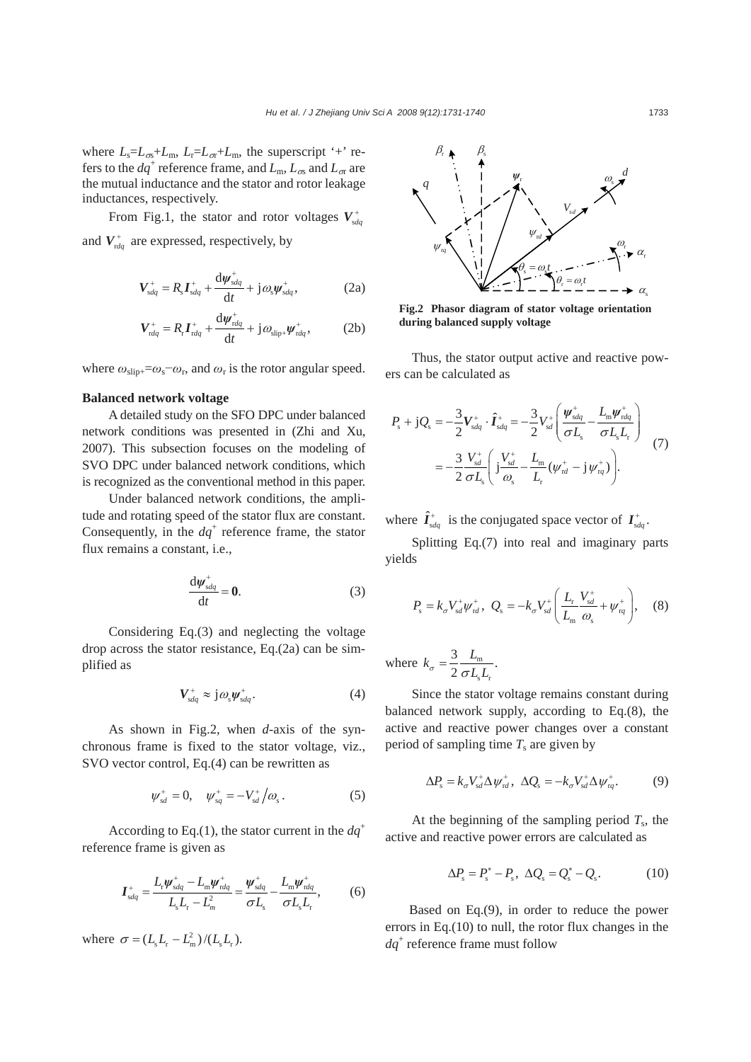where $L_s=L_{\sigma s}+L_m$, $L_r=L_{\sigma r}+L_m$, the superscript '+' refers to the $dq^+$ reference frame, and $L_m$, $L_{\sigma s}$ and $L_{\sigma r}$ are the mutual inductance and the stator and rotor leakage inductances, respectively.

From Fig.1, the stator and rotor voltages $\boldsymbol{V}_{sdq}^+$ and $\boldsymbol{V}_{rdq}^+$ are expressed, respectively, by

$$\boldsymbol{V}_{sdq}^+ = R_s \boldsymbol{I}_{sdq}^+ + \frac{\mathrm{d}\boldsymbol{\psi}_{sdq}^+}{\mathrm{d}t} + \mathrm{j}\omega_s \boldsymbol{\psi}_{sdq}^+, \tag{2a}$$

$$\boldsymbol{V}_{rdq}^+ = R_r \boldsymbol{I}_{rdq}^+ + \frac{\mathrm{d}\boldsymbol{\psi}_{rdq}^+}{\mathrm{d}t} + \mathrm{j}\omega_{slip+} \boldsymbol{\psi}_{rdq}^+, \tag{2b}$$

where $\omega_{slip+}=\omega_s-\omega_r$, and $\omega_r$ is the rotor angular speed.

**Balanced network voltage**

A detailed study on the SFO DPC under balanced network conditions was presented in (Zhi and Xu, 2007). This subsection focuses on the modeling of SVO DPC under balanced network conditions, which is recognized as the conventional method in this paper.

Under balanced network conditions, the amplitude and rotating speed of the stator flux are constant. Consequently, in the $dq^+$ reference frame, the stator flux remains a constant, i.e.,

$$\frac{\mathrm{d}\boldsymbol{\psi}_{sdq}^+}{\mathrm{d}t} = \boldsymbol{0}. \tag{3}$$

Considering Eq.(3) and neglecting the voltage drop across the stator resistance, Eq.(2a) can be simplified as

$$\boldsymbol{V}_{sdq}^+ \approx \mathrm{j}\omega_s \boldsymbol{\psi}_{sdq}^+. \tag{4}$$

As shown in Fig.2, when $d$-axis of the synchronous frame is fixed to the stator voltage, viz., SVO vector control, Eq.(4) can be rewritten as

$$\psi_{sd}^+ = 0, \quad \psi_{sq}^+ = -V_{sd}^+/\omega_s. \tag{5}$$

According to Eq.(1), the stator current in the $dq^+$ reference frame is given as

$$\boldsymbol{I}_{sdq}^+ = \frac{L_r \boldsymbol{\psi}_{sdq}^+ - L_m \boldsymbol{\psi}_{rdq}^+}{L_s L_r - L_m^2} = \frac{\boldsymbol{\psi}_{sdq}^+}{\sigma L_s} - \frac{L_m \boldsymbol{\psi}_{rdq}^+}{\sigma L_s L_r}, \tag{6}$$

where $\sigma = (L_s L_r - L_m^2)/(L_s L_r)$.

Fig.2 Phasor diagram of stator voltage orientation during balanced supply voltage

Thus, the stator output active and reactive powers can be calculated as

$$\begin{aligned} P_s + \mathrm{j}Q_s &= -\frac{3}{2}\boldsymbol{V}_{sdq}^+ \cdot \hat{\boldsymbol{I}}_{sdq}^+ = -\frac{3}{2}V_{sd}^+\left(\frac{\boldsymbol{\psi}_{sdq}^+}{\sigma L_s} - \frac{L_m \boldsymbol{\psi}_{rdq}^+}{\sigma L_s L_r}\right) \\ &= -\frac{3}{2}\frac{V_{sd}^+}{\sigma L_s}\left(\mathrm{j}\frac{V_{sd}^+}{\omega_s} - \frac{L_m}{L_r}(\psi_{rd}^+ - \mathrm{j}\psi_{rq}^+)\right). \end{aligned} \tag{7}$$

where $\hat{\boldsymbol{I}}_{sdq}^+$ is the conjugated space vector of $\boldsymbol{I}_{sdq}^+$.

Splitting Eq.(7) into real and imaginary parts yields

$$P_s = k_\sigma V_{sd}^+ \psi_{rd}^+, \;\; Q_s = -k_\sigma V_{sd}^+\left(\frac{L_r}{L_m}\frac{V_{sd}^+}{\omega_s} + \psi_{rq}^+\right), \tag{8}$$

where $k_\sigma = \dfrac{3}{2}\dfrac{L_m}{\sigma L_s L_r}$.

Since the stator voltage remains constant during balanced network supply, according to Eq.(8), the active and reactive power changes over a constant period of sampling time $T_s$ are given by

$$\Delta P_s = k_\sigma V_{sd}^+ \Delta\psi_{rd}^+, \;\; \Delta Q_s = -k_\sigma V_{sd}^+ \Delta\psi_{rq}^+. \tag{9}$$

At the beginning of the sampling period $T_s$, the active and reactive power errors are calculated as

$$\Delta P_s = P_s^* - P_s, \;\; \Delta Q_s = Q_s^* - Q_s. \tag{10}$$

Based on Eq.(9), in order to reduce the power errors in Eq.(10) to null, the rotor flux changes in the $dq^+$ reference frame must follow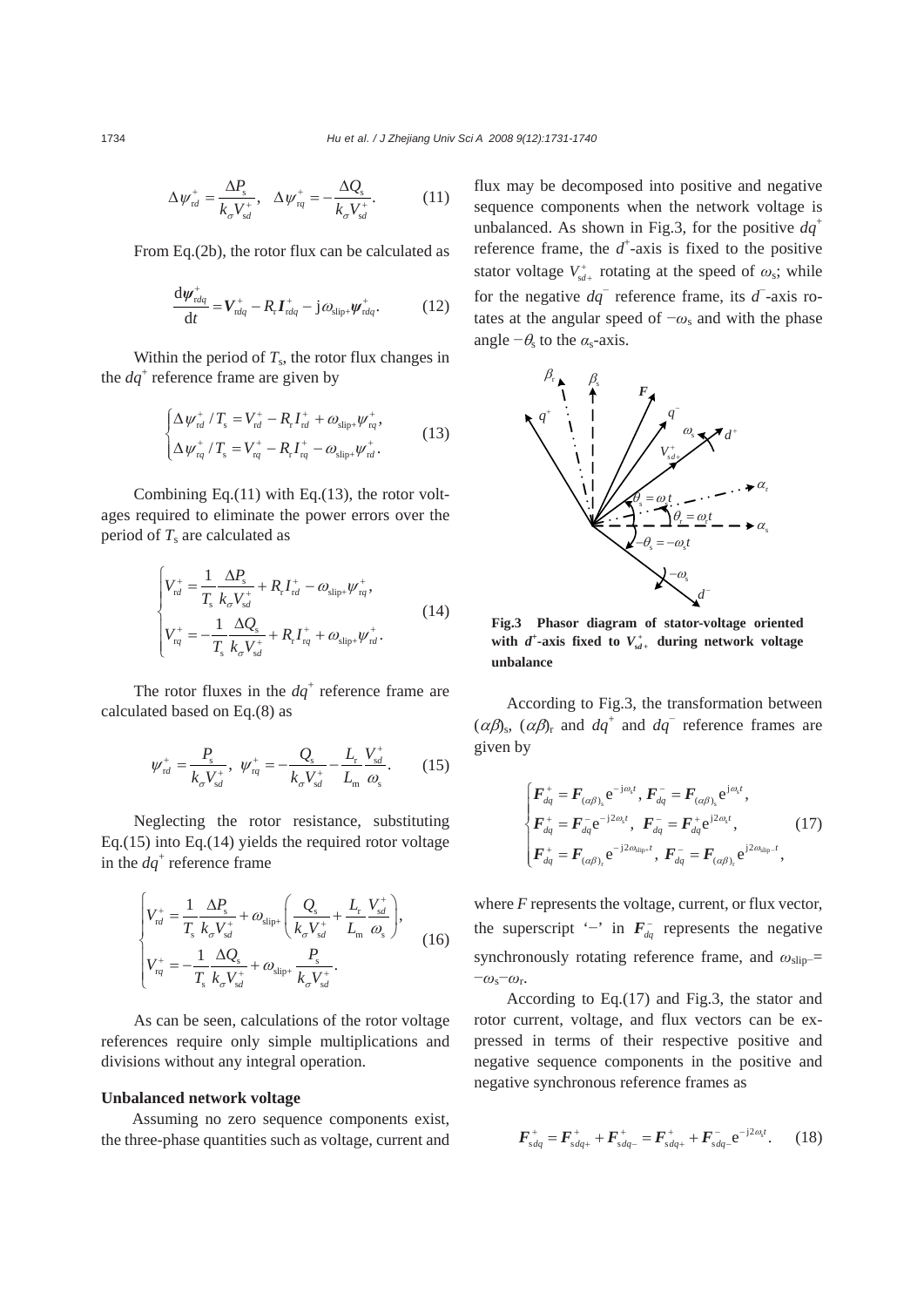$$\Delta\psi_{rd}^{+} = \frac{\Delta P_s}{k_\sigma V_{sd}^{+}}, \quad \Delta\psi_{rq}^{+} = -\frac{\Delta Q_s}{k_\sigma V_{sd}^{+}}. \tag{11}$$

From Eq.(2b), the rotor flux can be calculated as

$$\frac{d\boldsymbol{\psi}_{rdq}^{+}}{dt} = \boldsymbol{V}_{rdq}^{+} - R_r \boldsymbol{I}_{rdq}^{+} - j\omega_{slip+}\boldsymbol{\psi}_{rdq}^{+}. \tag{12}$$

Within the period of $T_s$, the rotor flux changes in the $dq^+$ reference frame are given by

$$\begin{cases} \Delta\psi_{rd}^{+}/T_s = V_{rd}^{+} - R_r I_{rd}^{+} + \omega_{slip+}\psi_{rq}^{+}, \\ \Delta\psi_{rq}^{+}/T_s = V_{rq}^{+} - R_r I_{rq}^{+} - \omega_{slip+}\psi_{rd}^{+}. \end{cases} \tag{13}$$

Combining Eq.(11) with Eq.(13), the rotor voltages required to eliminate the power errors over the period of $T_s$ are calculated as

$$\begin{cases} V_{rd}^{+} = \dfrac{1}{T_s}\dfrac{\Delta P_s}{k_\sigma V_{sd}^{+}} + R_r I_{rd}^{+} - \omega_{slip+}\psi_{rq}^{+}, \\ V_{rq}^{+} = -\dfrac{1}{T_s}\dfrac{\Delta Q_s}{k_\sigma V_{sd}^{+}} + R_r I_{rq}^{+} + \omega_{slip+}\psi_{rd}^{+}. \end{cases} \tag{14}$$

The rotor fluxes in the $dq^+$ reference frame are calculated based on Eq.(8) as

$$\psi_{rd}^{+} = \frac{P_s}{k_\sigma V_{sd}^{+}}, \ \psi_{rq}^{+} = -\frac{Q_s}{k_\sigma V_{sd}^{+}} - \frac{L_r}{L_m}\frac{V_{sd}^{+}}{\omega_s}. \tag{15}$$

Neglecting the rotor resistance, substituting Eq.(15) into Eq.(14) yields the required rotor voltage in the $dq^+$ reference frame

$$\begin{cases} V_{rd}^{+} = \dfrac{1}{T_s}\dfrac{\Delta P_s}{k_\sigma V_{sd}^{+}} + \omega_{slip+}\left(\dfrac{Q_s}{k_\sigma V_{sd}^{+}} + \dfrac{L_r}{L_m}\dfrac{V_{sd}^{+}}{\omega_s}\right), \\ V_{rq}^{+} = -\dfrac{1}{T_s}\dfrac{\Delta Q_s}{k_\sigma V_{sd}^{+}} + \omega_{slip+}\dfrac{P_s}{k_\sigma V_{sd}^{+}}. \end{cases} \tag{16}$$

As can be seen, calculations of the rotor voltage references require only simple multiplications and divisions without any integral operation.

**Unbalanced network voltage**

Assuming no zero sequence components exist, the three-phase quantities such as voltage, current and flux may be decomposed into positive and negative sequence components when the network voltage is unbalanced. As shown in Fig.3, for the positive $dq^+$ reference frame, the $d^+$-axis is fixed to the positive stator voltage $V_{sd+}^{+}$ rotating at the speed of $\omega_s$; while for the negative $dq^-$ reference frame, its $d^-$-axis rotates at the angular speed of $-\omega_s$ and with the phase angle $-\theta_s$ to the $\alpha_s$-axis.

**Fig.3 Phasor diagram of stator-voltage oriented with $d^+$-axis fixed to $V_{sd+}^{+}$ during network voltage unbalance**

According to Fig.3, the transformation between $(\alpha\beta)_s$, $(\alpha\beta)_r$ and $dq^+$ and $dq^-$ reference frames are given by

$$\begin{cases} \boldsymbol{F}_{dq}^{+} = \boldsymbol{F}_{(\alpha\beta)_s} e^{-j\omega_s t}, \ \boldsymbol{F}_{dq}^{-} = \boldsymbol{F}_{(\alpha\beta)_s} e^{j\omega_s t}, \\ \boldsymbol{F}_{dq}^{+} = \boldsymbol{F}_{dq}^{-} e^{-j2\omega_s t}, \ \boldsymbol{F}_{dq}^{-} = \boldsymbol{F}_{dq}^{+} e^{j2\omega_s t}, \\ \boldsymbol{F}_{dq}^{+} = \boldsymbol{F}_{(\alpha\beta)_r} e^{-j2\omega_{slip+} t}, \ \boldsymbol{F}_{dq}^{-} = \boldsymbol{F}_{(\alpha\beta)_r} e^{j2\omega_{slip-} t}, \end{cases} \tag{17}$$

where $F$ represents the voltage, current, or flux vector, the superscript '−' in $\boldsymbol{F}_{dq}^{-}$ represents the negative synchronously rotating reference frame, and $\omega_{slip-} = -\omega_s - \omega_r$.

According to Eq.(17) and Fig.3, the stator and rotor current, voltage, and flux vectors can be expressed in terms of their respective positive and negative sequence components in the positive and negative synchronous reference frames as

$$\boldsymbol{F}_{sdq}^{+} = \boldsymbol{F}_{sdq+}^{+} + \boldsymbol{F}_{sdq-}^{+} = \boldsymbol{F}_{sdq+}^{+} + \boldsymbol{F}_{sdq-}^{-} e^{-j2\omega_s t}. \tag{18}$$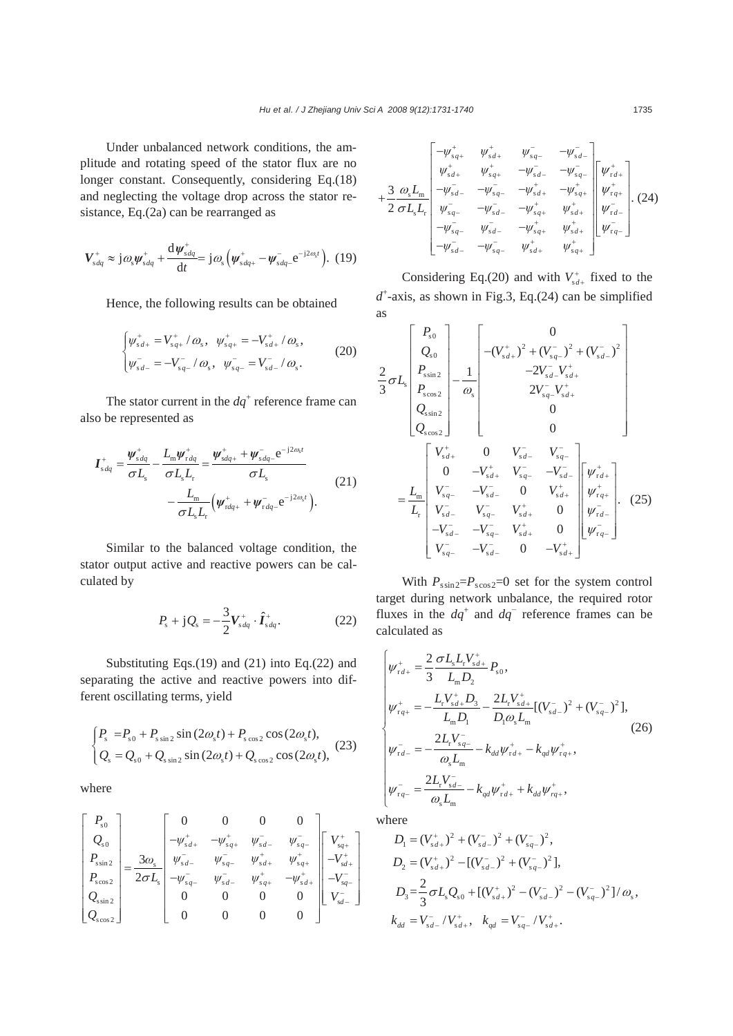Under unbalanced network conditions, the amplitude and rotating speed of the stator flux are no longer constant. Consequently, considering Eq.(18) and neglecting the voltage drop across the stator resistance, Eq.(2a) can be rearranged as

$$\boldsymbol{V}_{sdq}^{+} \approx \mathrm{j}\omega_s \boldsymbol{\psi}_{sdq}^{+} + \frac{\mathrm{d}\boldsymbol{\psi}_{sdq}^{+}}{\mathrm{d}t} = \mathrm{j}\omega_s \left(\boldsymbol{\psi}_{sdq+}^{+} - \boldsymbol{\psi}_{sdq-}^{-}\mathrm{e}^{-\mathrm{j}2\omega_s t}\right). \quad (19)$$

Hence, the following results can be obtained

$$\begin{cases} \psi_{sd+}^{+} = V_{sq+}^{+}/\omega_s, \quad \psi_{sq+}^{+} = -V_{sd+}^{+}/\omega_s, \\ \psi_{sd-}^{-} = -V_{sq-}^{-}/\omega_s, \quad \psi_{sq-}^{-} = V_{sd-}^{-}/\omega_s. \end{cases} \quad (20)$$

The stator current in the $dq^{+}$ reference frame can also be represented as

$$\begin{aligned} \boldsymbol{I}_{sdq}^{+} &= \frac{\boldsymbol{\psi}_{sdq}^{+}}{\sigma L_s} - \frac{L_m \boldsymbol{\psi}_{rdq}^{+}}{\sigma L_s L_r} = \frac{\boldsymbol{\psi}_{sdq+}^{+} + \boldsymbol{\psi}_{sdq-}^{-}\mathrm{e}^{-\mathrm{j}2\omega_s t}}{\sigma L_s} \\ &\quad - \frac{L_m}{\sigma L_s L_r}\left(\boldsymbol{\psi}_{rdq+}^{+} + \boldsymbol{\psi}_{rdq-}^{-}\mathrm{e}^{-\mathrm{j}2\omega_s t}\right). \end{aligned} \quad (21)$$

Similar to the balanced voltage condition, the stator output active and reactive powers can be calculated by

$$P_s + \mathrm{j}Q_s = -\frac{3}{2}\boldsymbol{V}_{sdq}^{+} \cdot \hat{\boldsymbol{I}}_{sdq}^{+}. \quad (22)$$

Substituting Eqs.(19) and (21) into Eq.(22) and separating the active and reactive powers into different oscillating terms, yield

$$\begin{cases} P_s = P_{s0} + P_{s\sin 2}\sin(2\omega_s t) + P_{s\cos 2}\cos(2\omega_s t), \\ Q_s = Q_{s0} + Q_{s\sin 2}\sin(2\omega_s t) + Q_{s\cos 2}\cos(2\omega_s t), \end{cases} \quad (23)$$

where

$$\begin{bmatrix} P_{s0} \\ Q_{s0} \\ P_{s\sin 2} \\ P_{s\cos 2} \\ Q_{s\sin 2} \\ Q_{s\cos 2} \end{bmatrix} = \frac{3\omega_s}{2\sigma L_s}\begin{bmatrix} 0 & 0 & 0 & 0 \\ -\psi_{sd+}^{+} & -\psi_{sq+}^{+} & \psi_{sd-}^{-} & \psi_{sq-}^{-} \\ \psi_{sd-}^{-} & \psi_{sq-}^{-} & \psi_{sd+}^{+} & \psi_{sq+}^{+} \\ -\psi_{sq-}^{-} & \psi_{sd-}^{-} & \psi_{sq+}^{+} & -\psi_{sd+}^{+} \\ 0 & 0 & 0 & 0 \\ 0 & 0 & 0 & 0 \end{bmatrix}\begin{bmatrix} V_{sq+}^{+} \\ -V_{sd+}^{+} \\ -V_{sq-}^{-} \\ V_{sd-}^{-} \end{bmatrix}$$

$$+\frac{3}{2}\frac{\omega_s L_m}{\sigma L_s L_r}\begin{bmatrix} -\psi_{sq+}^{+} & \psi_{sd+}^{+} & \psi_{sq-}^{-} & -\psi_{sd-}^{-} \\ \psi_{sd+}^{+} & \psi_{sq+}^{+} & -\psi_{sd-}^{-} & -\psi_{sq-}^{-} \\ -\psi_{sd-}^{-} & -\psi_{sq-}^{-} & -\psi_{sd+}^{+} & -\psi_{sq+}^{+} \\ \psi_{sq-}^{-} & -\psi_{sd-}^{-} & -\psi_{sq+}^{+} & \psi_{sd+}^{+} \\ -\psi_{sq-}^{-} & \psi_{sd-}^{-} & -\psi_{sq+}^{+} & \psi_{sd+}^{+} \\ -\psi_{sd-}^{-} & -\psi_{sq-}^{-} & \psi_{sd+}^{+} & \psi_{sq+}^{+} \end{bmatrix}\begin{bmatrix} \psi_{rd+}^{+} \\ \psi_{rq+}^{+} \\ \psi_{rd-}^{-} \\ \psi_{rq-}^{-} \end{bmatrix}. \quad (24)$$

Considering Eq.(20) and with $V_{sd+}^{+}$ fixed to the $d^{+}$-axis, as shown in Fig.3, Eq.(24) can be simplified as

$$\frac{2}{3}\sigma L_s\begin{bmatrix} P_{s0} \\ Q_{s0} \\ P_{s\sin 2} \\ P_{s\cos 2} \\ Q_{s\sin 2} \\ Q_{s\cos 2} \end{bmatrix} - \frac{1}{\omega_s}\begin{bmatrix} 0 \\ -(V_{sd+}^{+})^2 + (V_{sq-}^{-})^2 + (V_{sd-}^{-})^2 \\ -2V_{sd-}^{-}V_{sd+}^{+} \\ 2V_{sq-}^{-}V_{sd+}^{+} \\ 0 \\ 0 \end{bmatrix}$$

$$= \frac{L_m}{L_r}\begin{bmatrix} V_{sd+}^{+} & 0 & V_{sd-}^{-} & V_{sq-}^{-} \\ 0 & -V_{sd+}^{+} & V_{sq-}^{-} & -V_{sd-}^{-} \\ V_{sq-}^{-} & -V_{sd-}^{-} & 0 & V_{sd+}^{+} \\ V_{sd-}^{-} & V_{sq-}^{-} & V_{sd+}^{+} & 0 \\ -V_{sd-}^{-} & -V_{sq-}^{-} & V_{sd+}^{+} & 0 \\ V_{sq-}^{-} & -V_{sd-}^{-} & 0 & -V_{sd+}^{+} \end{bmatrix}\begin{bmatrix} \psi_{rd+}^{+} \\ \psi_{rq+}^{+} \\ \psi_{rd-}^{-} \\ \psi_{rq-}^{-} \end{bmatrix}. \quad (25)$$

With $P_{s\sin 2}=P_{s\cos 2}=0$ set for the system control target during network unbalance, the required rotor fluxes in the $dq^{+}$ and $dq^{-}$ reference frames can be calculated as

$$\begin{cases} \psi_{rd+}^{+} = \dfrac{2}{3}\dfrac{\sigma L_s L_r V_{sd+}^{+}}{L_m D_2}P_{s0}, \\ \psi_{rq+}^{+} = -\dfrac{L_r V_{sd+}^{+} D_3}{L_m D_1} - \dfrac{2L_r V_{sd+}^{+}}{D_1 \omega_s L_m}[(V_{sd-}^{-})^2 + (V_{sq-}^{-})^2], \\ \psi_{rd-}^{-} = -\dfrac{2L_r V_{sq-}^{-}}{\omega_s L_m} - k_{dd}\psi_{rd+}^{+} - k_{qd}\psi_{rq+}^{+}, \\ \psi_{rq-}^{-} = \dfrac{2L_r V_{sd-}^{-}}{\omega_s L_m} - k_{qd}\psi_{rd+}^{+} + k_{dd}\psi_{rq+}^{+}, \end{cases} \quad (26)$$

where

$$D_1 = (V_{sd+}^{+})^2 + (V_{sd-}^{-})^2 + (V_{sq-}^{-})^2,$$

$$D_2 = (V_{sd+}^{+})^2 - [(V_{sd-}^{-})^2 + (V_{sq-}^{-})^2],$$

$$D_3 = \frac{2}{3}\sigma L_s Q_{s0} + [(V_{sd+}^{+})^2 - (V_{sd-}^{-})^2 - (V_{sq-}^{-})^2]/\omega_s,$$

$$k_{dd} = V_{sd-}^{-}/V_{sd+}^{+}, \quad k_{qd} = V_{sq-}^{-}/V_{sd+}^{+}.$$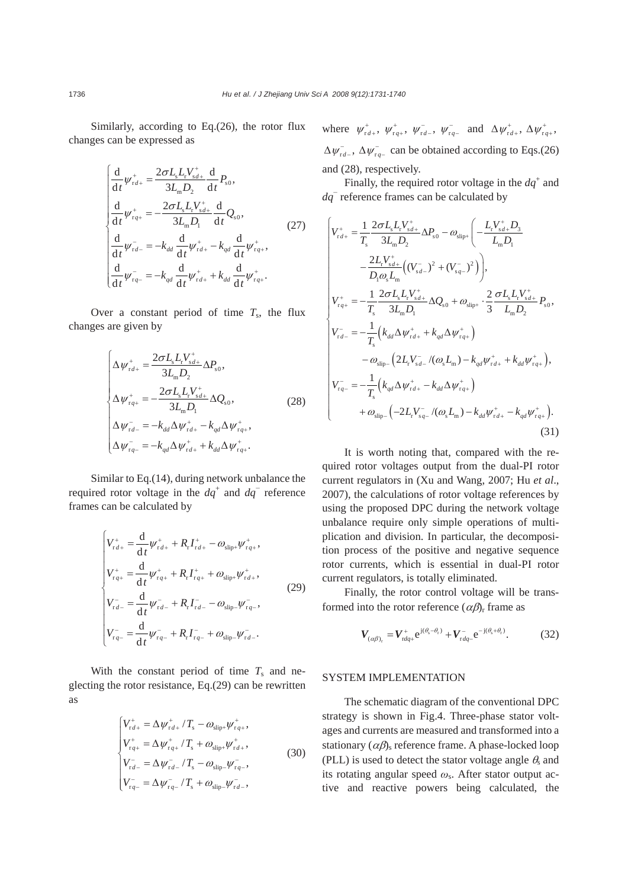Similarly, according to Eq.(26), the rotor flux changes can be expressed as

$$
\begin{cases}
\dfrac{\mathrm{d}}{\mathrm{d}t}\psi_{rd+}^{+}=\dfrac{2\sigma L_{s}L_{r}V_{sd+}^{+}}{3L_{m}D_{2}}\dfrac{\mathrm{d}}{\mathrm{d}t}P_{s0},\\
\dfrac{\mathrm{d}}{\mathrm{d}t}\psi_{rq+}^{+}=-\dfrac{2\sigma L_{s}L_{r}V_{sd+}^{+}}{3L_{m}D_{1}}\dfrac{\mathrm{d}}{\mathrm{d}t}Q_{s0},\\
\dfrac{\mathrm{d}}{\mathrm{d}t}\psi_{rd-}^{-}=-k_{dd}\dfrac{\mathrm{d}}{\mathrm{d}t}\psi_{rd+}^{+}-k_{qd}\dfrac{\mathrm{d}}{\mathrm{d}t}\psi_{rq+}^{+},\\
\dfrac{\mathrm{d}}{\mathrm{d}t}\psi_{rq-}^{-}=-k_{qd}\dfrac{\mathrm{d}}{\mathrm{d}t}\psi_{rd+}^{+}+k_{dd}\dfrac{\mathrm{d}}{\mathrm{d}t}\psi_{rq+}^{+}.
\end{cases}
\tag{27}
$$

Over a constant period of time $T_s$, the flux changes are given by

$$
\begin{cases}
\Delta\psi_{rd+}^{+}=\dfrac{2\sigma L_{s}L_{r}V_{sd+}^{+}}{3L_{m}D_{2}}\Delta P_{s0},\\
\Delta\psi_{rq+}^{+}=-\dfrac{2\sigma L_{s}L_{r}V_{sd+}^{+}}{3L_{m}D_{1}}\Delta Q_{s0},\\
\Delta\psi_{rd-}^{-}=-k_{dd}\Delta\psi_{rd+}^{+}-k_{qd}\Delta\psi_{rq+}^{+},\\
\Delta\psi_{rq-}^{-}=-k_{qd}\Delta\psi_{rd+}^{+}+k_{dd}\Delta\psi_{rq+}^{+}.
\end{cases}
\tag{28}
$$

Similar to Eq.(14), during network unbalance the required rotor voltage in the $dq^{+}$ and $dq^{-}$ reference frames can be calculated by

$$
\begin{cases}
V_{rd+}^{+}=\dfrac{\mathrm{d}}{\mathrm{d}t}\psi_{rd+}^{+}+R_{r}I_{rd+}^{+}-\omega_{slip+}\psi_{rq+}^{+},\\
V_{rq+}^{+}=\dfrac{\mathrm{d}}{\mathrm{d}t}\psi_{rq+}^{+}+R_{r}I_{rq+}^{+}+\omega_{slip+}\psi_{rd+}^{+},\\
V_{rd-}^{-}=\dfrac{\mathrm{d}}{\mathrm{d}t}\psi_{rd-}^{-}+R_{r}I_{rd-}^{-}-\omega_{slip-}\psi_{rq-}^{-},\\
V_{rq-}^{-}=\dfrac{\mathrm{d}}{\mathrm{d}t}\psi_{rq-}^{-}+R_{r}I_{rq-}^{-}+\omega_{slip-}\psi_{rd-}^{-}.
\end{cases}
\tag{29}
$$

With the constant period of time $T_s$ and neglecting the rotor resistance, Eq.(29) can be rewritten as

$$
\begin{cases}
V_{rd+}^{+}=\Delta\psi_{rd+}^{+}/T_{s}-\omega_{slip+}\psi_{rq+}^{+},\\
V_{rq+}^{+}=\Delta\psi_{rq+}^{+}/T_{s}+\omega_{slip+}\psi_{rd+}^{+},\\
V_{rd-}^{-}=\Delta\psi_{rd-}^{-}/T_{s}-\omega_{slip-}\psi_{rq-}^{-},\\
V_{rq-}^{-}=\Delta\psi_{rq-}^{-}/T_{s}+\omega_{slip-}\psi_{rd-}^{-},
\end{cases}
\tag{30}
$$

where $\psi_{rd+}^{+}$, $\psi_{rq+}^{+}$, $\psi_{rd-}^{-}$, $\psi_{rq-}^{-}$ and $\Delta\psi_{rd+}^{+}$, $\Delta\psi_{rq+}^{+}$, $\Delta\psi_{rd-}^{-}$, $\Delta\psi_{rq-}^{-}$ can be obtained according to Eqs.(26) and (28), respectively.

Finally, the required rotor voltage in the $dq^{+}$ and $dq^{-}$ reference frames can be calculated by

$$
\begin{cases}
V_{rd+}^{+}=\dfrac{1}{T_{s}}\dfrac{2\sigma L_{s}L_{r}V_{sd+}^{+}}{3L_{m}D_{2}}\Delta P_{s0}-\omega_{slip+}\Bigg(-\dfrac{L_{r}V_{sd+}^{+}D_{3}}{L_{m}D_{1}}\\
\qquad -\dfrac{2L_{r}V_{sd+}^{+}}{D_{1}\omega_{s}L_{m}}\Big((V_{sd-}^{-})^{2}+(V_{sq-}^{-})^{2}\Big)\Bigg),\\
V_{rq+}^{+}=-\dfrac{1}{T_{s}}\dfrac{2\sigma L_{s}L_{r}V_{sd+}^{+}}{3L_{m}D_{1}}\Delta Q_{s0}+\omega_{slip+}\cdot\dfrac{2}{3}\dfrac{\sigma L_{s}L_{r}V_{sd+}^{+}}{L_{m}D_{2}}P_{s0},\\
V_{rd-}^{-}=-\dfrac{1}{T_{s}}\Big(k_{dd}\Delta\psi_{rd+}^{+}+k_{qd}\Delta\psi_{rq+}^{+}\Big)\\
\qquad -\omega_{slip-}\Big(2L_{r}V_{sd-}^{-}/(\omega_{s}L_{m})-k_{qd}\psi_{rd+}^{+}+k_{dd}\psi_{rq+}^{+}\Big),\\
V_{rq-}^{-}=-\dfrac{1}{T_{s}}\Big(k_{qd}\Delta\psi_{rd+}^{+}-k_{dd}\Delta\psi_{rq+}^{+}\Big)\\
\qquad +\omega_{slip-}\Big(-2L_{r}V_{sq-}^{-}/(\omega_{s}L_{m})-k_{dd}\psi_{rd+}^{+}-k_{qd}\psi_{rq+}^{+}\Big).
\end{cases}
\tag{31}
$$

It is worth noting that, compared with the required rotor voltages output from the dual-PI rotor current regulators in (Xu and Wang, 2007; Hu *et al*., 2007), the calculations of rotor voltage references by using the proposed DPC during the network voltage unbalance require only simple operations of multiplication and division. In particular, the decomposition process of the positive and negative sequence rotor currents, which is essential in dual-PI rotor current regulators, is totally eliminated.

Finally, the rotor control voltage will be transformed into the rotor reference $(\alpha\beta)_r$ frame as

$$
\boldsymbol{V}_{(\alpha\beta)_{r}}=\boldsymbol{V}_{rdq+}^{+}\mathrm{e}^{\mathrm{j}(\theta_{s}-\theta_{r})}+\boldsymbol{V}_{rdq-}^{-}\mathrm{e}^{-\mathrm{j}(\theta_{s}+\theta_{r})}.
\tag{32}
$$

## SYSTEM IMPLEMENTATION

The schematic diagram of the conventional DPC strategy is shown in Fig.4. Three-phase stator voltages and currents are measured and transformed into a stationary $(\alpha\beta)_s$ reference frame. A phase-locked loop (PLL) is used to detect the stator voltage angle $\theta_s$ and its rotating angular speed $\omega_s$. After stator output active and reactive powers being calculated, the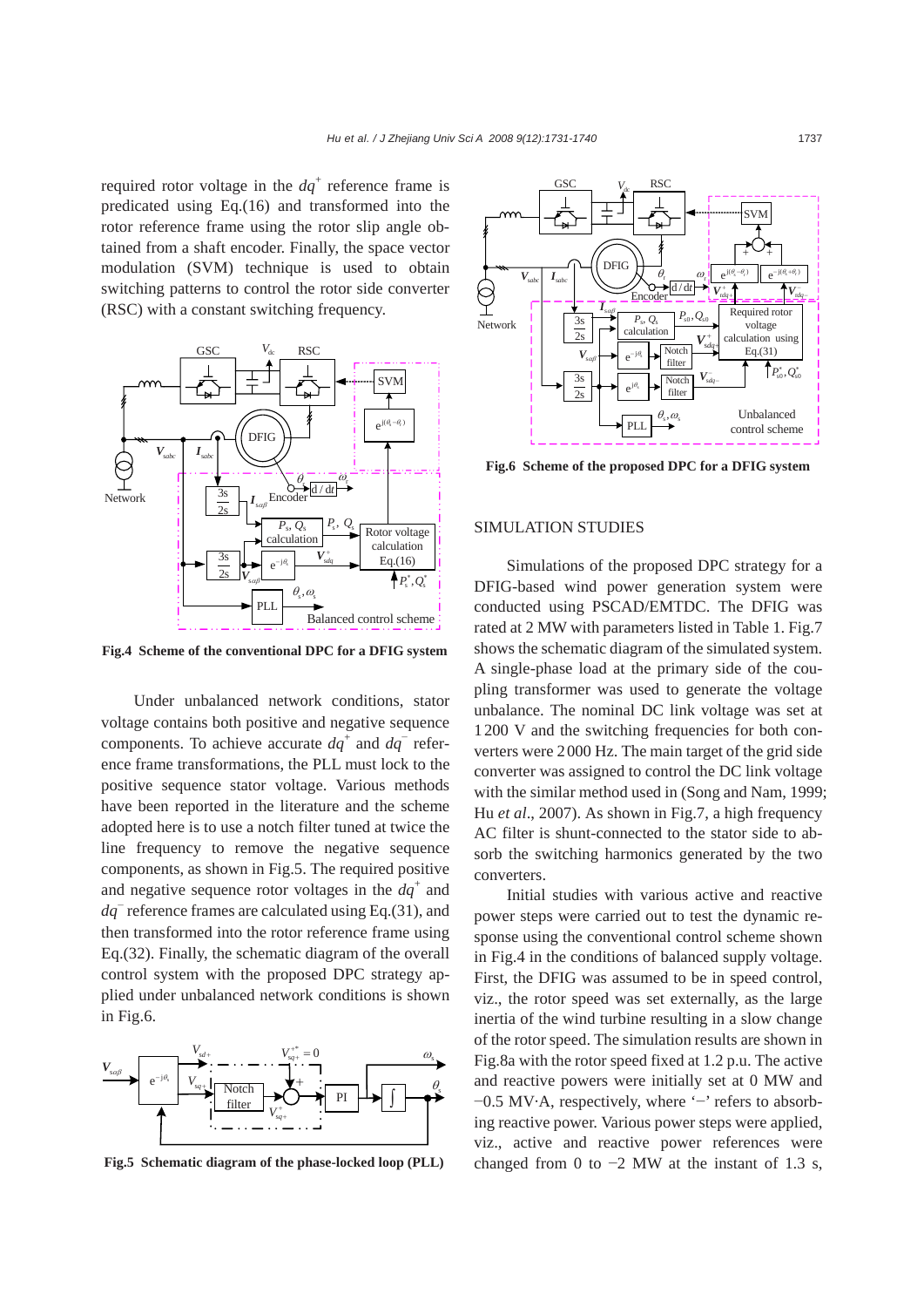required rotor voltage in the $dq^+$ reference frame is predicated using Eq.(16) and transformed into the rotor reference frame using the rotor slip angle obtained from a shaft encoder. Finally, the space vector modulation (SVM) technique is used to obtain switching patterns to control the rotor side converter (RSC) with a constant switching frequency.

Fig.4 Scheme of the conventional DPC for a DFIG system

Under unbalanced network conditions, stator voltage contains both positive and negative sequence components. To achieve accurate $dq^+$ and $dq^-$ reference frame transformations, the PLL must lock to the positive sequence stator voltage. Various methods have been reported in the literature and the scheme adopted here is to use a notch filter tuned at twice the line frequency to remove the negative sequence components, as shown in Fig.5. The required positive and negative sequence rotor voltages in the $dq^+$ and $dq^-$ reference frames are calculated using Eq.(31), and then transformed into the rotor reference frame using Eq.(32). Finally, the schematic diagram of the overall control system with the proposed DPC strategy applied under unbalanced network conditions is shown in Fig.6.

Fig.5 Schematic diagram of the phase-locked loop (PLL)

Fig.6 Scheme of the proposed DPC for a DFIG system

## SIMULATION STUDIES

Simulations of the proposed DPC strategy for a DFIG-based wind power generation system were conducted using PSCAD/EMTDC. The DFIG was rated at 2 MW with parameters listed in Table 1. Fig.7 shows the schematic diagram of the simulated system. A single-phase load at the primary side of the coupling transformer was used to generate the voltage unbalance. The nominal DC link voltage was set at 1200 V and the switching frequencies for both converters were 2000 Hz. The main target of the grid side converter was assigned to control the DC link voltage with the similar method used in (Song and Nam, 1999; Hu *et al*., 2007). As shown in Fig.7, a high frequency AC filter is shunt-connected to the stator side to absorb the switching harmonics generated by the two converters.

Initial studies with various active and reactive power steps were carried out to test the dynamic response using the conventional control scheme shown in Fig.4 in the conditions of balanced supply voltage. First, the DFIG was assumed to be in speed control, viz., the rotor speed was set externally, as the large inertia of the wind turbine resulting in a slow change of the rotor speed. The simulation results are shown in Fig.8a with the rotor speed fixed at 1.2 p.u. The active and reactive powers were initially set at 0 MW and −0.5 MV·A, respectively, where '−' refers to absorbing reactive power. Various power steps were applied, viz., active and reactive power references were changed from 0 to −2 MW at the instant of 1.3 s,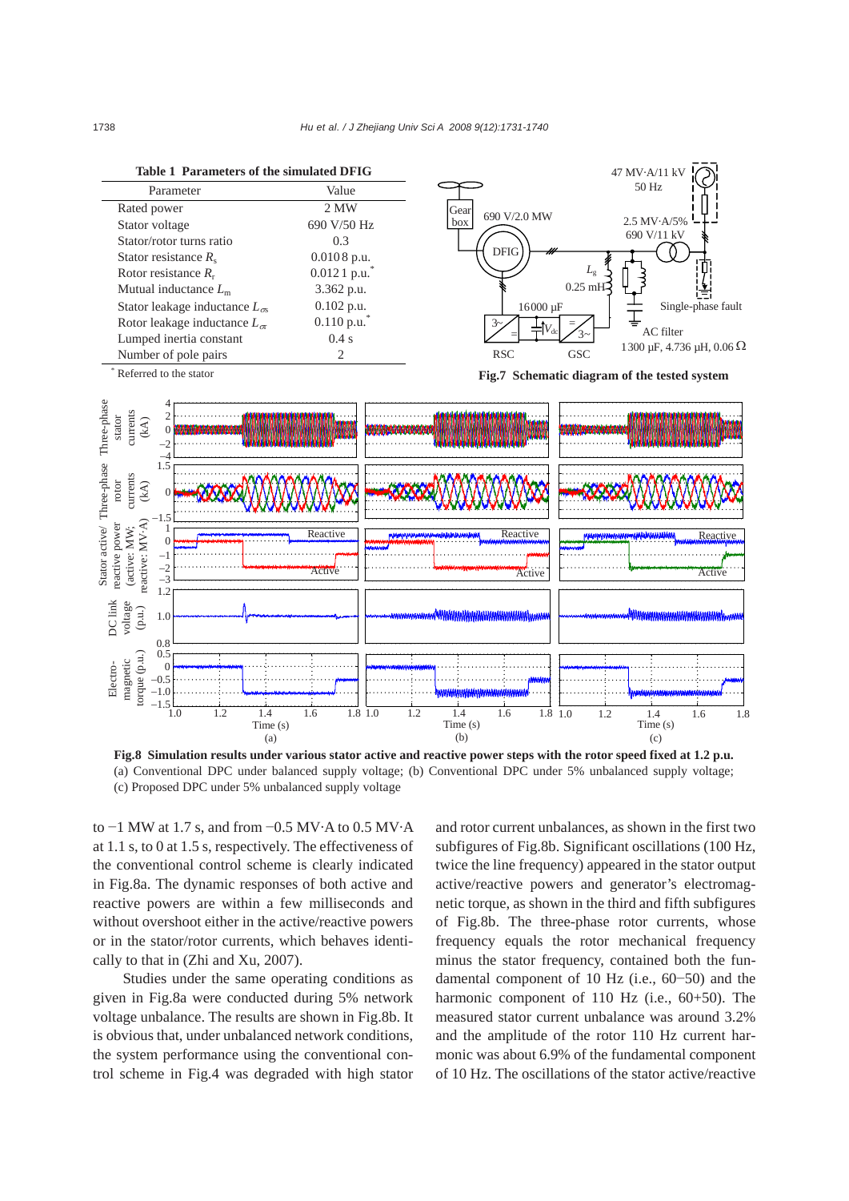**Table 1 Parameters of the simulated DFIG**

| Parameter | Value |
|---|---|
| Rated power | 2 MW |
| Stator voltage | 690 V/50 Hz |
| Stator/rotor turns ratio | 0.3 |
| Stator resistance $R_s$ | 0.0108 p.u. |
| Rotor resistance $R_r$ | 0.0121 p.u.* |
| Mutual inductance $L_m$ | 3.362 p.u. |
| Stator leakage inductance $L_{\sigma s}$ | 0.102 p.u. |
| Rotor leakage inductance $L_{\sigma r}$ | 0.110 p.u.* |
| Lumped inertia constant | 0.4 s |
| Number of pole pairs | 2 |

* Referred to the stator

**Fig.7 Schematic diagram of the tested system**

**Fig.8 Simulation results under various stator active and reactive power steps with the rotor speed fixed at 1.2 p.u.**
(a) Conventional DPC under balanced supply voltage; (b) Conventional DPC under 5% unbalanced supply voltage; (c) Proposed DPC under 5% unbalanced supply voltage

to −1 MW at 1.7 s, and from −0.5 MV·A to 0.5 MV·A at 1.1 s, to 0 at 1.5 s, respectively. The effectiveness of the conventional control scheme is clearly indicated in Fig.8a. The dynamic responses of both active and reactive powers are within a few milliseconds and without overshoot either in the active/reactive powers or in the stator/rotor currents, which behaves identically to that in (Zhi and Xu, 2007).

Studies under the same operating conditions as given in Fig.8a were conducted during 5% network voltage unbalance. The results are shown in Fig.8b. It is obvious that, under unbalanced network conditions, the system performance using the conventional control scheme in Fig.4 was degraded with high stator and rotor current unbalances, as shown in the first two subfigures of Fig.8b. Significant oscillations (100 Hz, twice the line frequency) appeared in the stator output active/reactive powers and generator's electromagnetic torque, as shown in the third and fifth subfigures of Fig.8b. The three-phase rotor currents, whose frequency equals the rotor mechanical frequency minus the stator frequency, contained both the fundamental component of 10 Hz (i.e., 60−50) and the harmonic component of 110 Hz (i.e., 60+50). The measured stator current unbalance was around 3.2% and the amplitude of the rotor 110 Hz current harmonic was about 6.9% of the fundamental component of 10 Hz. The oscillations of the stator active/reactive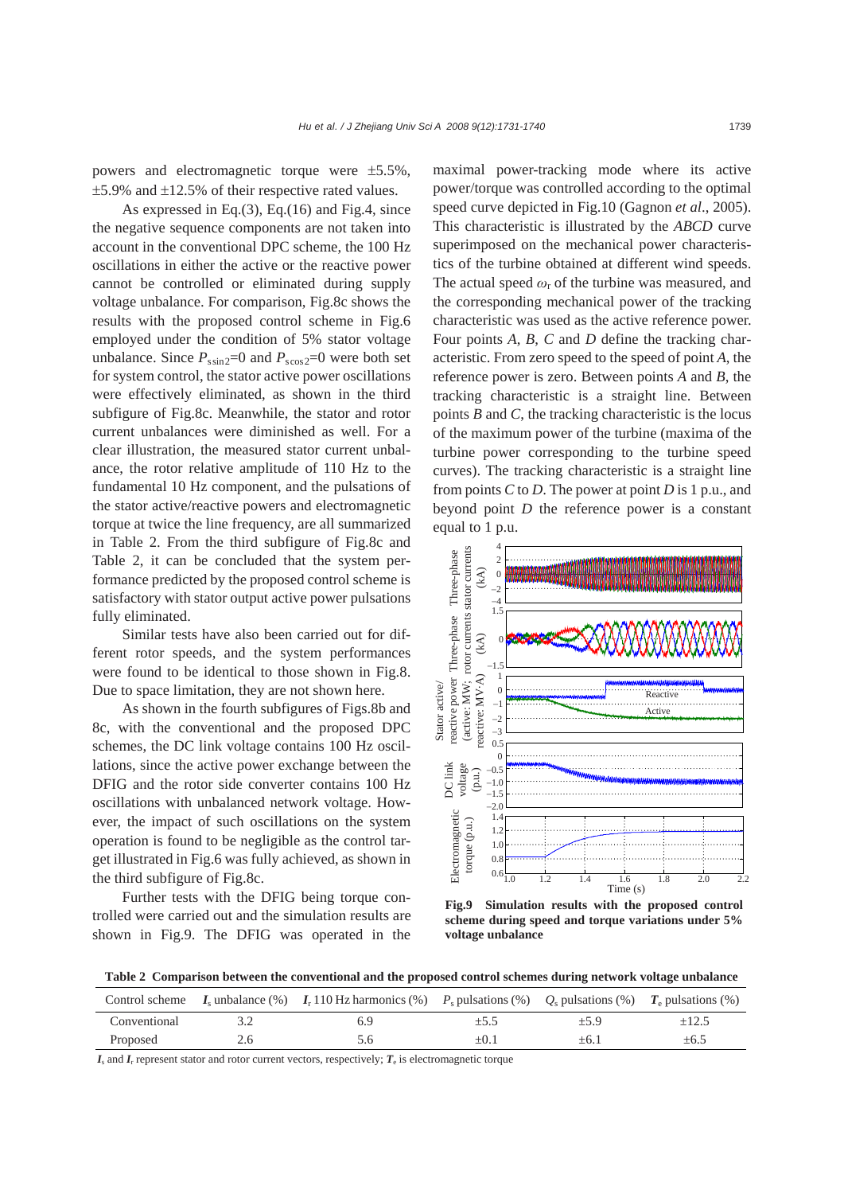powers and electromagnetic torque were ±5.5%, ±5.9% and ±12.5% of their respective rated values.

As expressed in Eq.(3), Eq.(16) and Fig.4, since the negative sequence components are not taken into account in the conventional DPC scheme, the 100 Hz oscillations in either the active or the reactive power cannot be controlled or eliminated during supply voltage unbalance. For comparison, Fig.8c shows the results with the proposed control scheme in Fig.6 employed under the condition of 5% stator voltage unbalance. Since $P_{\mathrm{ssin2}}=0$ and $P_{\mathrm{scos2}}=0$ were both set for system control, the stator active power oscillations were effectively eliminated, as shown in the third subfigure of Fig.8c. Meanwhile, the stator and rotor current unbalances were diminished as well. For a clear illustration, the measured stator current unbalance, the rotor relative amplitude of 110 Hz to the fundamental 10 Hz component, and the pulsations of the stator active/reactive powers and electromagnetic torque at twice the line frequency, are all summarized in Table 2. From the third subfigure of Fig.8c and Table 2, it can be concluded that the system performance predicted by the proposed control scheme is satisfactory with stator output active power pulsations fully eliminated.

Similar tests have also been carried out for different rotor speeds, and the system performances were found to be identical to those shown in Fig.8. Due to space limitation, they are not shown here.

As shown in the fourth subfigures of Figs.8b and 8c, with the conventional and the proposed DPC schemes, the DC link voltage contains 100 Hz oscillations, since the active power exchange between the DFIG and the rotor side converter contains 100 Hz oscillations with unbalanced network voltage. However, the impact of such oscillations on the system operation is found to be negligible as the control target illustrated in Fig.6 was fully achieved, as shown in the third subfigure of Fig.8c.

Further tests with the DFIG being torque controlled were carried out and the simulation results are shown in Fig.9. The DFIG was operated in the maximal power-tracking mode where its active power/torque was controlled according to the optimal speed curve depicted in Fig.10 (Gagnon *et al*., 2005). This characteristic is illustrated by the *ABCD* curve superimposed on the mechanical power characteristics of the turbine obtained at different wind speeds. The actual speed $\omega_{\mathrm{r}}$ of the turbine was measured, and the corresponding mechanical power of the tracking characteristic was used as the active reference power. Four points *A*, *B*, *C* and *D* define the tracking characteristic. From zero speed to the speed of point *A*, the reference power is zero. Between points *A* and *B*, the tracking characteristic is a straight line. Between points *B* and *C*, the tracking characteristic is the locus of the maximum power of the turbine (maxima of the turbine power corresponding to the turbine speed curves). The tracking characteristic is a straight line from points *C* to *D*. The power at point *D* is 1 p.u., and beyond point *D* the reference power is a constant equal to 1 p.u.

**Fig.9 Simulation results with the proposed control scheme during speed and torque variations under 5% voltage unbalance**

**Table 2 Comparison between the conventional and the proposed control schemes during network voltage unbalance**

| Control scheme | $\boldsymbol{I}_{\mathrm{s}}$ unbalance (%) | $\boldsymbol{I}_{\mathrm{r}}$ 110 Hz harmonics (%) | $P_{\mathrm{s}}$ pulsations (%) | $Q_{\mathrm{s}}$ pulsations (%) | $\boldsymbol{T}_{\mathrm{e}}$ pulsations (%) |
|---|---|---|---|---|---|
| Conventional | 3.2 | 6.9 | ±5.5 | ±5.9 | ±12.5 |
| Proposed | 2.6 | 5.6 | ±0.1 | ±6.1 | ±6.5 |

$\boldsymbol{I}_{\mathrm{s}}$ and $\boldsymbol{I}_{\mathrm{r}}$ represent stator and rotor current vectors, respectively; $\boldsymbol{T}_{\mathrm{e}}$ is electromagnetic torque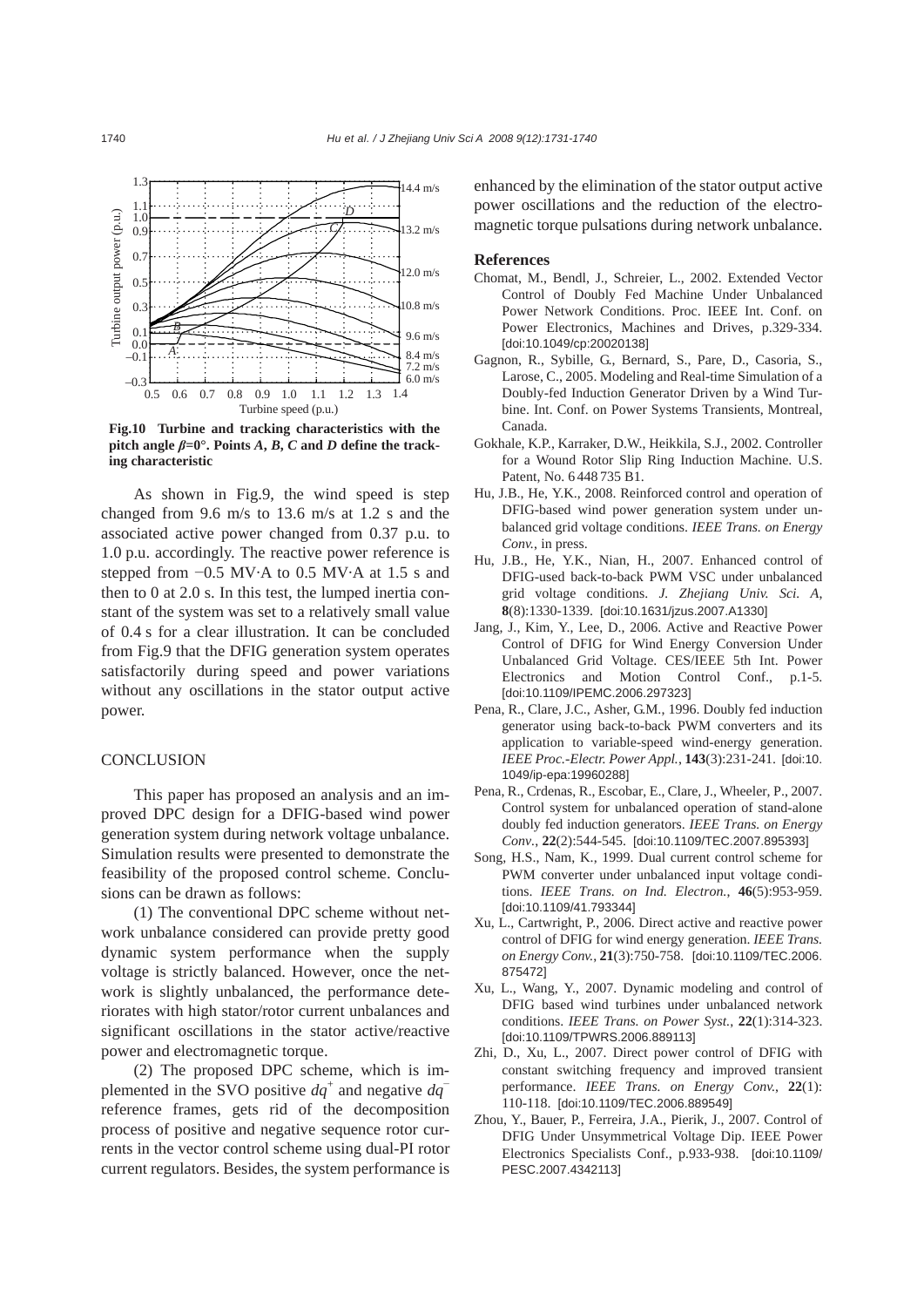1.3
1.1
1.0
0.9
0.7
0.5
0.3
0.1
0.0
−0.1
−0.3

Turbine output power (p.u.)

0.5 0.6 0.7 0.8 0.9 1.0 1.1 1.2 1.3 1.4

Turbine speed (p.u.)

14.4 m/s
13.2 m/s
12.0 m/s
10.8 m/s
9.6 m/s
8.4 m/s
7.2 m/s
6.0 m/s

A
B
C
D

**Fig.10 Turbine and tracking characteristics with the pitch angle $\beta$=0°. Points *A*, *B*, *C* and *D* define the tracking characteristic**

As shown in Fig.9, the wind speed is step changed from 9.6 m/s to 13.6 m/s at 1.2 s and the associated active power changed from 0.37 p.u. to 1.0 p.u. accordingly. The reactive power reference is stepped from −0.5 MV·A to 0.5 MV·A at 1.5 s and then to 0 at 2.0 s. In this test, the lumped inertia constant of the system was set to a relatively small value of 0.4 s for a clear illustration. It can be concluded from Fig.9 that the DFIG generation system operates satisfactorily during speed and power variations without any oscillations in the stator output active power.

## CONCLUSION

This paper has proposed an analysis and an improved DPC design for a DFIG-based wind power generation system during network voltage unbalance. Simulation results were presented to demonstrate the feasibility of the proposed control scheme. Conclusions can be drawn as follows:

(1) The conventional DPC scheme without network unbalance considered can provide pretty good dynamic system performance when the supply voltage is strictly balanced. However, once the network is slightly unbalanced, the performance deteriorates with high stator/rotor current unbalances and significant oscillations in the stator active/reactive power and electromagnetic torque.

(2) The proposed DPC scheme, which is implemented in the SVO positive $dq^+$ and negative $dq^-$ reference frames, gets rid of the decomposition process of positive and negative sequence rotor currents in the vector control scheme using dual-PI rotor current regulators. Besides, the system performance is enhanced by the elimination of the stator output active power oscillations and the reduction of the electromagnetic torque pulsations during network unbalance.

## References

Chomat, M., Bendl, J., Schreier, L., 2002. Extended Vector Control of Doubly Fed Machine Under Unbalanced Power Network Conditions. Proc. IEEE Int. Conf. on Power Electronics, Machines and Drives, p.329-334. [doi:10.1049/cp:20020138]

Gagnon, R., Sybille, G., Bernard, S., Pare, D., Casoria, S., Larose, C., 2005. Modeling and Real-time Simulation of a Doubly-fed Induction Generator Driven by a Wind Turbine. Int. Conf. on Power Systems Transients, Montreal, Canada.

Gokhale, K.P., Karraker, D.W., Heikkila, S.J., 2002. Controller for a Wound Rotor Slip Ring Induction Machine. U.S. Patent, No. 6 448 735 B1.

Hu, J.B., He, Y.K., 2008. Reinforced control and operation of DFIG-based wind power generation system under unbalanced grid voltage conditions. *IEEE Trans. on Energy Conv.*, in press.

Hu, J.B., He, Y.K., Nian, H., 2007. Enhanced control of DFIG-used back-to-back PWM VSC under unbalanced grid voltage conditions. *J. Zhejiang Univ. Sci. A*, **8**(8):1330-1339. [doi:10.1631/jzus.2007.A1330]

Jang, J., Kim, Y., Lee, D., 2006. Active and Reactive Power Control of DFIG for Wind Energy Conversion Under Unbalanced Grid Voltage. CES/IEEE 5th Int. Power Electronics and Motion Control Conf., p.1-5. [doi:10.1109/IPEMC.2006.297323]

Pena, R., Clare, J.C., Asher, G.M., 1996. Doubly fed induction generator using back-to-back PWM converters and its application to variable-speed wind-energy generation. *IEEE Proc.-Electr. Power Appl.*, **143**(3):231-241. [doi:10.1049/ip-epa:19960288]

Pena, R., Crdenas, R., Escobar, E., Clare, J., Wheeler, P., 2007. Control system for unbalanced operation of stand-alone doubly fed induction generators. *IEEE Trans. on Energy Conv.*, **22**(2):544-545. [doi:10.1109/TEC.2007.895393]

Song, H.S., Nam, K., 1999. Dual current control scheme for PWM converter under unbalanced input voltage conditions. *IEEE Trans. on Ind. Electron.*, **46**(5):953-959. [doi:10.1109/41.793344]

Xu, L., Cartwright, P., 2006. Direct active and reactive power control of DFIG for wind energy generation. *IEEE Trans. on Energy Conv.*, **21**(3):750-758. [doi:10.1109/TEC.2006.875472]

Xu, L., Wang, Y., 2007. Dynamic modeling and control of DFIG based wind turbines under unbalanced network conditions. *IEEE Trans. on Power Syst.*, **22**(1):314-323. [doi:10.1109/TPWRS.2006.889113]

Zhi, D., Xu, L., 2007. Direct power control of DFIG with constant switching frequency and improved transient performance. *IEEE Trans. on Energy Conv.*, **22**(1): 110-118. [doi:10.1109/TEC.2006.889549]

Zhou, Y., Bauer, P., Ferreira, J.A., Pierik, J., 2007. Control of DFIG Under Unsymmetrical Voltage Dip. IEEE Power Electronics Specialists Conf., p.933-938. [doi:10.1109/PESC.2007.4342113]